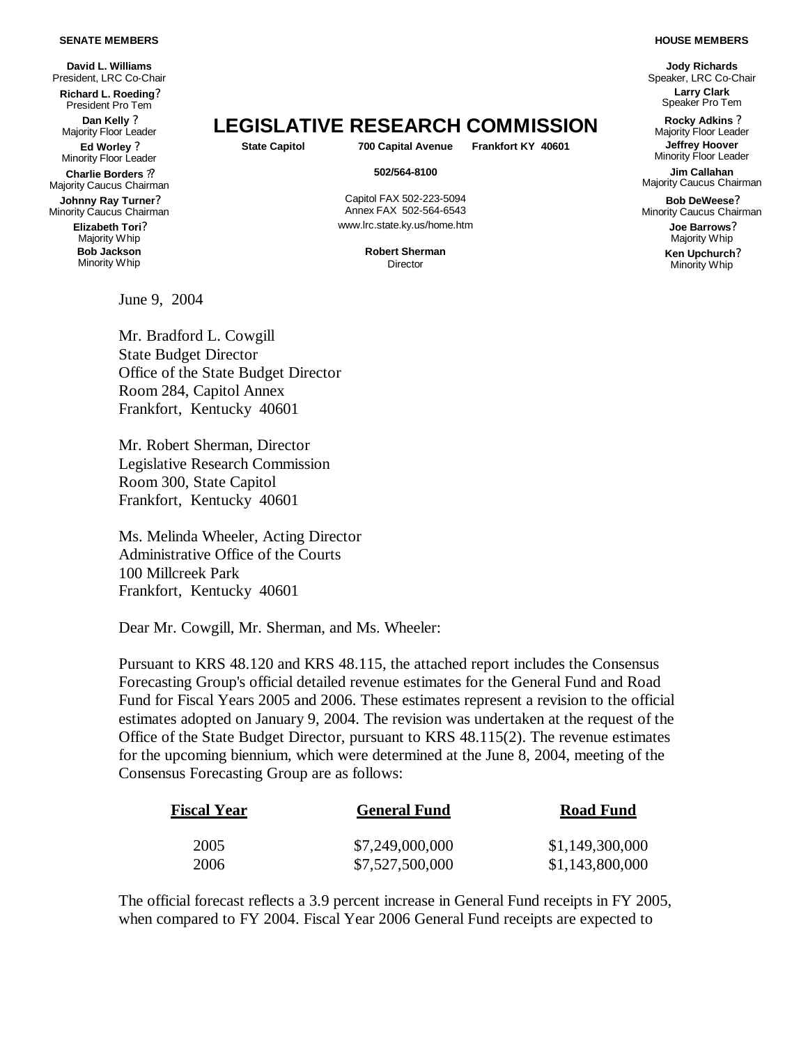**SENATE MEMBERS**

**David L. Williams**
President, LRC Co-Chair

**Richard L. Roeding**?
President Pro Tem

**Dan Kelly** ?
Majority Floor Leader

**Ed Worley** ?
Minority Floor Leader

**Charlie Borders** ??
Majority Caucus Chairman

**Johnny Ray Turner**?
Minority Caucus Chairman

**Elizabeth Tori**?
Majority Whip

**Bob Jackson**
Minority Whip

# LEGISLATIVE RESEARCH COMMISSION

**State Capitol 700 Capital Avenue Frankfort KY 40601**

**502/564-8100**

Capitol FAX 502-223-5094
Annex FAX 502-564-6543
www.lrc.state.ky.us/home.htm

**Robert Sherman**
Director

**HOUSE MEMBERS**

**Jody Richards**
Speaker, LRC Co-Chair

**Larry Clark**
Speaker Pro Tem

**Rocky Adkins** ?
Majority Floor Leader

**Jeffrey Hoover**
Minority Floor Leader

**Jim Callahan**
Majority Caucus Chairman

**Bob DeWeese**?
Minority Caucus Chairman

**Joe Barrows**?
Majority Whip

**Ken Upchurch**?
Minority Whip

June 9, 2004

Mr. Bradford L. Cowgill
State Budget Director
Office of the State Budget Director
Room 284, Capitol Annex
Frankfort, Kentucky 40601

Mr. Robert Sherman, Director
Legislative Research Commission
Room 300, State Capitol
Frankfort, Kentucky 40601

Ms. Melinda Wheeler, Acting Director
Administrative Office of the Courts
100 Millcreek Park
Frankfort, Kentucky 40601

Dear Mr. Cowgill, Mr. Sherman, and Ms. Wheeler:

Pursuant to KRS 48.120 and KRS 48.115, the attached report includes the Consensus Forecasting Group's official detailed revenue estimates for the General Fund and Road Fund for Fiscal Years 2005 and 2006. These estimates represent a revision to the official estimates adopted on January 9, 2004. The revision was undertaken at the request of the Office of the State Budget Director, pursuant to KRS 48.115(2). The revenue estimates for the upcoming biennium, which were determined at the June 8, 2004, meeting of the Consensus Forecasting Group are as follows:

| Fiscal Year | General Fund | Road Fund |
|---|---|---|
| 2005 | $7,249,000,000 | $1,149,300,000 |
| 2006 | $7,527,500,000 | $1,143,800,000 |

The official forecast reflects a 3.9 percent increase in General Fund receipts in FY 2005, when compared to FY 2004. Fiscal Year 2006 General Fund receipts are expected to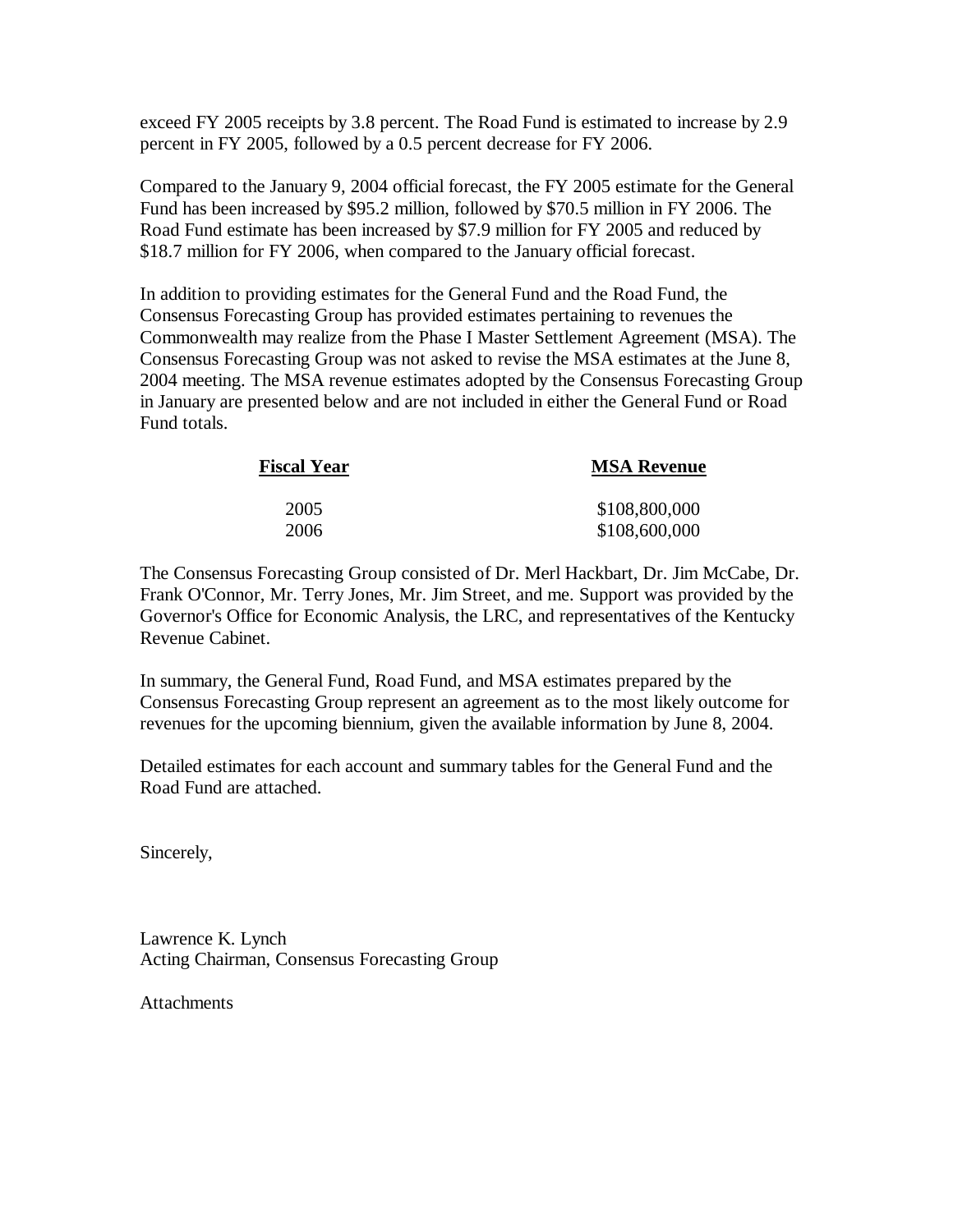exceed FY 2005 receipts by 3.8 percent. The Road Fund is estimated to increase by 2.9 percent in FY 2005, followed by a 0.5 percent decrease for FY 2006.

Compared to the January 9, 2004 official forecast, the FY 2005 estimate for the General Fund has been increased by $95.2 million, followed by $70.5 million in FY 2006. The Road Fund estimate has been increased by $7.9 million for FY 2005 and reduced by $18.7 million for FY 2006, when compared to the January official forecast.

In addition to providing estimates for the General Fund and the Road Fund, the Consensus Forecasting Group has provided estimates pertaining to revenues the Commonwealth may realize from the Phase I Master Settlement Agreement (MSA). The Consensus Forecasting Group was not asked to revise the MSA estimates at the June 8, 2004 meeting. The MSA revenue estimates adopted by the Consensus Forecasting Group in January are presented below and are not included in either the General Fund or Road Fund totals.

| **Fiscal Year** | **MSA Revenue** |
|---|---|
| 2005 | $108,800,000 |
| 2006 | $108,600,000 |

The Consensus Forecasting Group consisted of Dr. Merl Hackbart, Dr. Jim McCabe, Dr. Frank O'Connor, Mr. Terry Jones, Mr. Jim Street, and me. Support was provided by the Governor's Office for Economic Analysis, the LRC, and representatives of the Kentucky Revenue Cabinet.

In summary, the General Fund, Road Fund, and MSA estimates prepared by the Consensus Forecasting Group represent an agreement as to the most likely outcome for revenues for the upcoming biennium, given the available information by June 8, 2004.

Detailed estimates for each account and summary tables for the General Fund and the Road Fund are attached.

Sincerely,

Lawrence K. Lynch
Acting Chairman, Consensus Forecasting Group

Attachments